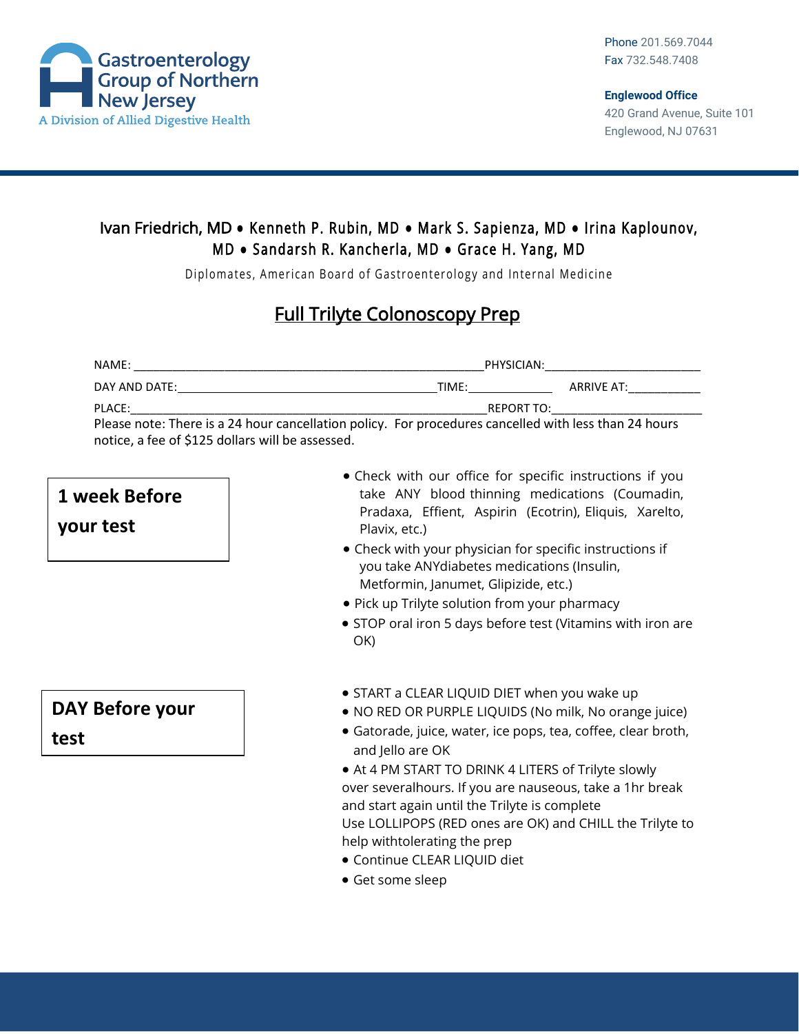Gastroenterology Group of Northern New Jersey
A Division of Allied Digestive Health

Phone 201.569.7044
Fax 732.548.7408

**Englewood Office**
420 Grand Avenue, Suite 101
Englewood, NJ 07631

Ivan Friedrich, MD • Kenneth P. Rubin, MD • Mark S. Sapienza, MD • Irina Kaplounov, MD • Sandarsh R. Kancherla, MD • Grace H. Yang, MD

Diplomates, American Board of Gastroenterology and Internal Medicine

# Full Trilyte Colonoscopy Prep

NAME: ______________________________________________________PHYSICIAN:_________________________

DAY AND DATE:________________________________________TIME:_____________ ARRIVE AT:___________

PLACE:____________________________________________________REPORT TO:_________________________

Please note: There is a 24 hour cancellation policy. For procedures cancelled with less than 24 hours notice, a fee of $125 dollars will be assessed.

## 1 week Before your test

- Check with our office for specific instructions if you take ANY blood thinning medications (Coumadin, Pradaxa, Effient, Aspirin (Ecotrin), Eliquis, Xarelto, Plavix, etc.)
- Check with your physician for specific instructions if you take ANYdiabetes medications (Insulin, Metformin, Janumet, Glipizide, etc.)
- Pick up Trilyte solution from your pharmacy
- STOP oral iron 5 days before test (Vitamins with iron are OK)

## DAY Before your test

- START a CLEAR LIQUID DIET when you wake up
- NO RED OR PURPLE LIQUIDS (No milk, No orange juice)
- Gatorade, juice, water, ice pops, tea, coffee, clear broth, and Jello are OK
- At 4 PM START TO DRINK 4 LITERS of Trilyte slowly over severalhours. If you are nauseous, take a 1hr break and start again until the Trilyte is complete
  Use LOLLIPOPS (RED ones are OK) and CHILL the Trilyte to help withtolerating the prep
- Continue CLEAR LIQUID diet
- Get some sleep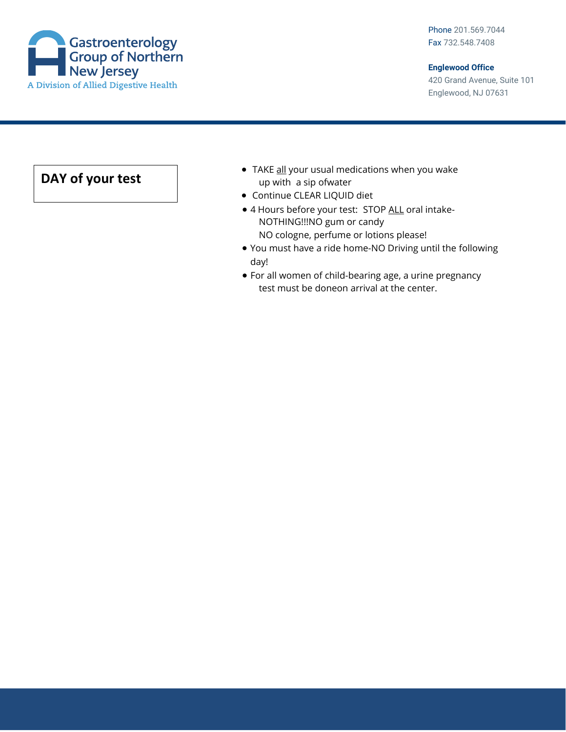Gastroenterology Group of Northern New Jersey
A Division of Allied Digestive Health

Phone 201.569.7044
Fax 732.548.7408

**Englewood Office**
420 Grand Avenue, Suite 101
Englewood, NJ 07631

## DAY of your test

- TAKE <u>all</u> your usual medications when you wake up with a sip ofwater
- Continue CLEAR LIQUID diet
- 4 Hours before your test: STOP <u>ALL</u> oral intake- NOTHING!!!NO gum or candy
  NO cologne, perfume or lotions please!
- You must have a ride home-NO Driving until the following day!
- For all women of child-bearing age, a urine pregnancy test must be doneon arrival at the center.